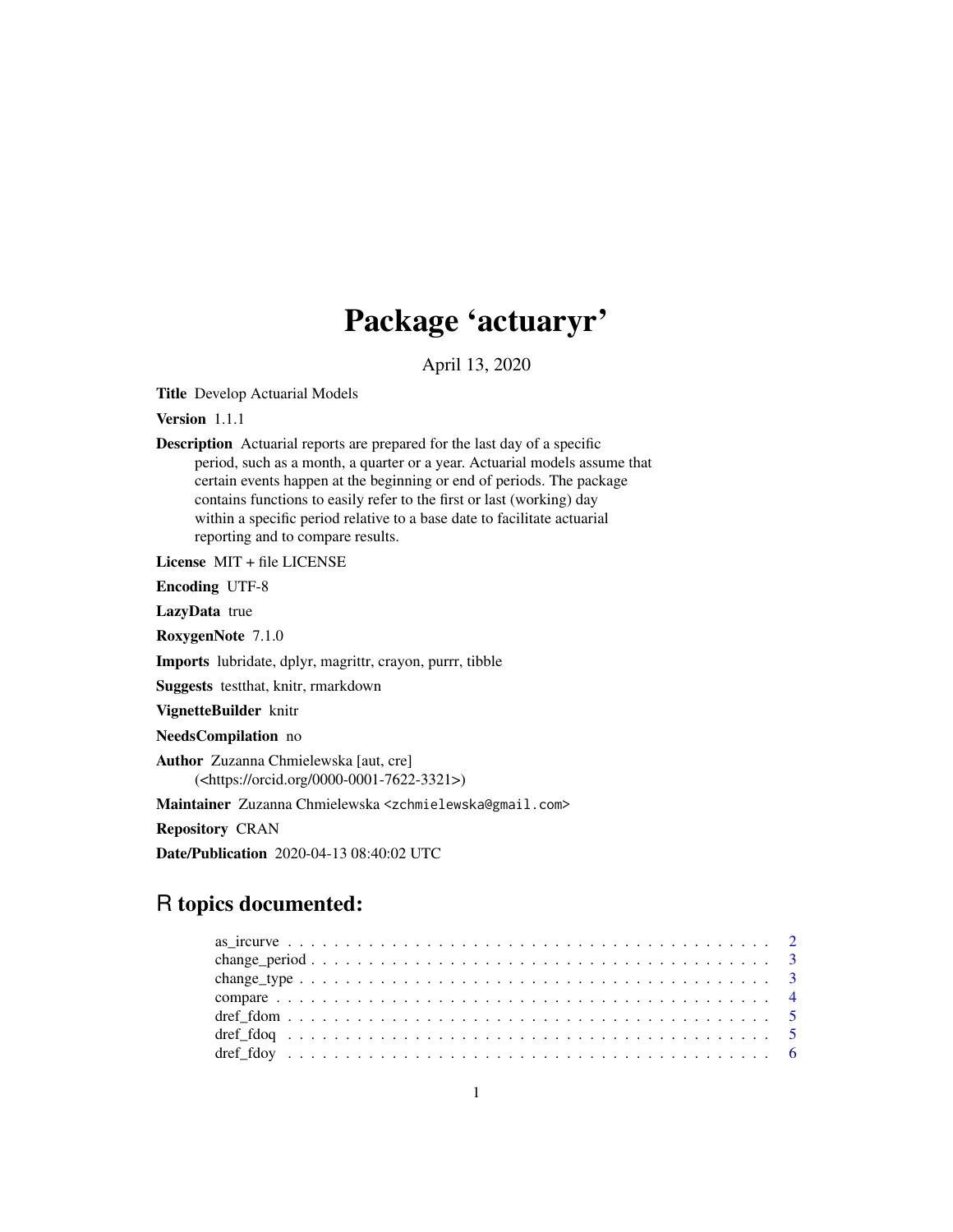# Package 'actuaryr'

April 13, 2020

**Title** Develop Actuarial Models

**Version** 1.1.1

**Description** Actuarial reports are prepared for the last day of a specific period, such as a month, a quarter or a year. Actuarial models assume that certain events happen at the beginning or end of periods. The package contains functions to easily refer to the first or last (working) day within a specific period relative to a base date to facilitate actuarial reporting and to compare results.

**License** MIT + file LICENSE

**Encoding** UTF-8

**LazyData** true

**RoxygenNote** 7.1.0

**Imports** lubridate, dplyr, magrittr, crayon, purrr, tibble

**Suggests** testthat, knitr, rmarkdown

**VignetteBuilder** knitr

**NeedsCompilation** no

**Author** Zuzanna Chmielewska [aut, cre] (<https://orcid.org/0000-0001-7622-3321>)

**Maintainer** Zuzanna Chmielewska <zchmielewska@gmail.com>

**Repository** CRAN

**Date/Publication** 2020-04-13 08:40:02 UTC

## R topics documented:

- as_ircurve . . . . . . . . . . . . . . . . . . . . . . . . . . . . . . . . . . . . . . . . 2
- change_period . . . . . . . . . . . . . . . . . . . . . . . . . . . . . . . . . . . . . . . 3
- change_type . . . . . . . . . . . . . . . . . . . . . . . . . . . . . . . . . . . . . . . . 3
- compare . . . . . . . . . . . . . . . . . . . . . . . . . . . . . . . . . . . . . . . . . . 4
- dref_fdom . . . . . . . . . . . . . . . . . . . . . . . . . . . . . . . . . . . . . . . . . 5
- dref_fdoq . . . . . . . . . . . . . . . . . . . . . . . . . . . . . . . . . . . . . . . . . 5
- dref_fdoy . . . . . . . . . . . . . . . . . . . . . . . . . . . . . . . . . . . . . . . . . 6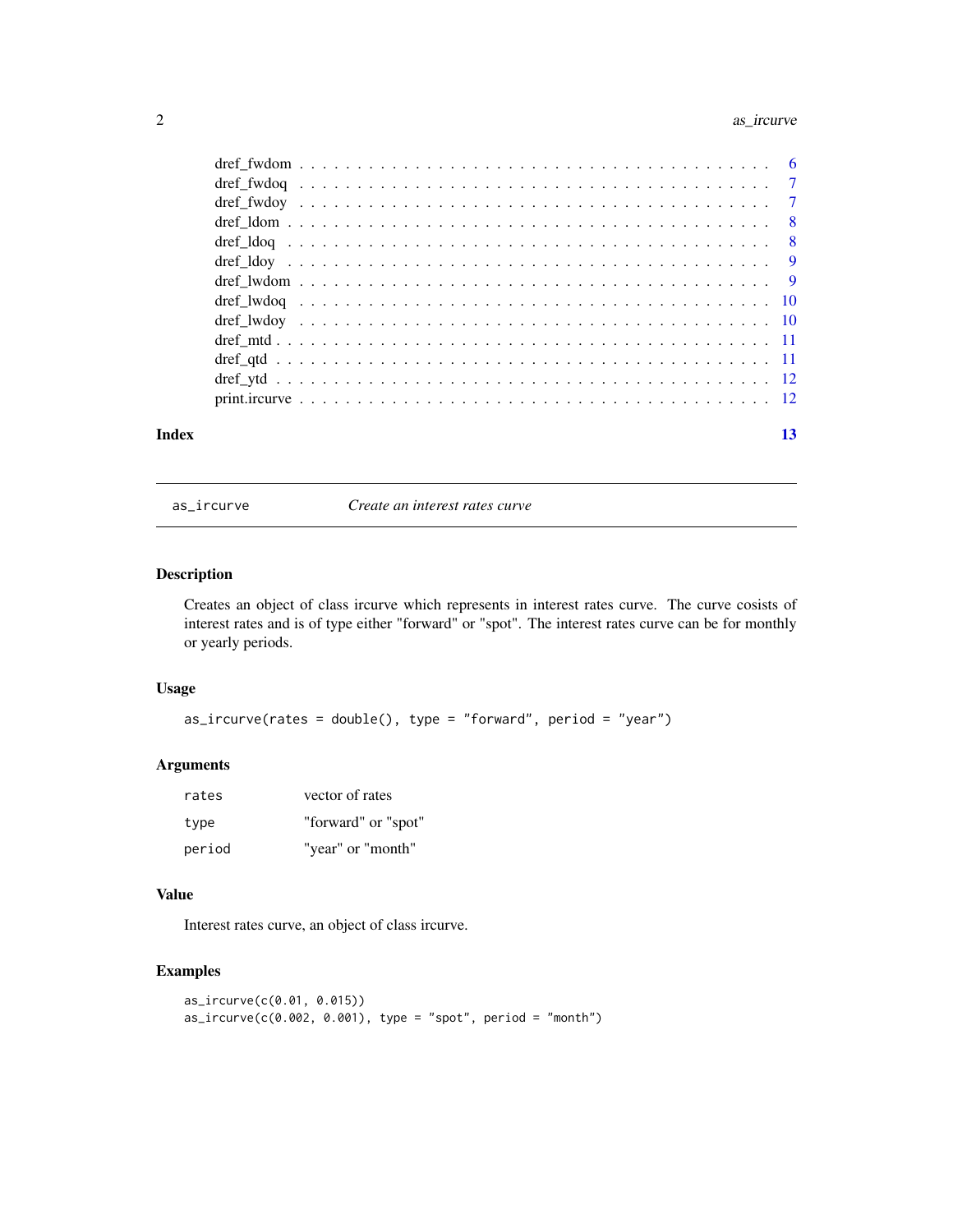dref_fwdom . . . . . . . . . . . . . . . . . . . . . . . . . . . . . . . . . . . . . . 6
dref_fwdoq . . . . . . . . . . . . . . . . . . . . . . . . . . . . . . . . . . . . . . 7
dref_fwdoy . . . . . . . . . . . . . . . . . . . . . . . . . . . . . . . . . . . . . . 7
dref_ldom . . . . . . . . . . . . . . . . . . . . . . . . . . . . . . . . . . . . . . 8
dref_ldoq . . . . . . . . . . . . . . . . . . . . . . . . . . . . . . . . . . . . . . 8
dref_ldoy . . . . . . . . . . . . . . . . . . . . . . . . . . . . . . . . . . . . . . 9
dref_lwdom . . . . . . . . . . . . . . . . . . . . . . . . . . . . . . . . . . . . . . 9
dref_lwdoq . . . . . . . . . . . . . . . . . . . . . . . . . . . . . . . . . . . . . . 10
dref_lwdoy . . . . . . . . . . . . . . . . . . . . . . . . . . . . . . . . . . . . . . 10
dref_mtd . . . . . . . . . . . . . . . . . . . . . . . . . . . . . . . . . . . . . . 11
dref_qtd . . . . . . . . . . . . . . . . . . . . . . . . . . . . . . . . . . . . . . 11
dref_ytd . . . . . . . . . . . . . . . . . . . . . . . . . . . . . . . . . . . . . . 12
print.ircurve . . . . . . . . . . . . . . . . . . . . . . . . . . . . . . . . . . . . . . 12

**Index** **13**

---

`as_ircurve` *Create an interest rates curve*

---

## Description

Creates an object of class ircurve which represents in interest rates curve. The curve cosists of interest rates and is of type either "forward" or "spot". The interest rates curve can be for monthly or yearly periods.

## Usage

```
as_ircurve(rates = double(), type = "forward", period = "year")
```

## Arguments

| | |
|---|---|
| `rates` | vector of rates |
| `type` | "forward" or "spot" |
| `period` | "year" or "month" |

## Value

Interest rates curve, an object of class ircurve.

## Examples

```
as_ircurve(c(0.01, 0.015))
as_ircurve(c(0.002, 0.001), type = "spot", period = "month")
```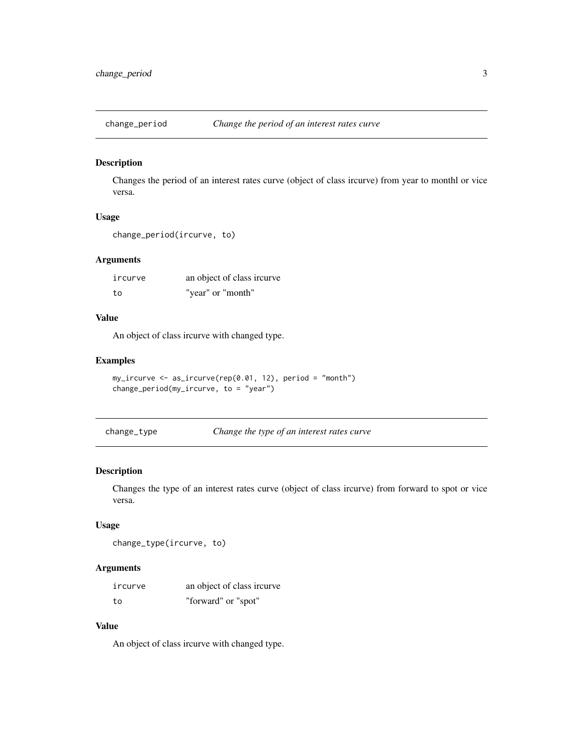## change_period — *Change the period of an interest rates curve*

### Description

Changes the period of an interest rates curve (object of class ircurve) from year to monthl or vice versa.

### Usage

```
change_period(ircurve, to)
```

### Arguments

| | |
|---|---|
| `ircurve` | an object of class ircurve |
| `to` | "year" or "month" |

### Value

An object of class ircurve with changed type.

### Examples

```
my_ircurve <- as_ircurve(rep(0.01, 12), period = "month")
change_period(my_ircurve, to = "year")
```

## change_type — *Change the type of an interest rates curve*

### Description

Changes the type of an interest rates curve (object of class ircurve) from forward to spot or vice versa.

### Usage

```
change_type(ircurve, to)
```

### Arguments

| | |
|---|---|
| `ircurve` | an object of class ircurve |
| `to` | "forward" or "spot" |

### Value

An object of class ircurve with changed type.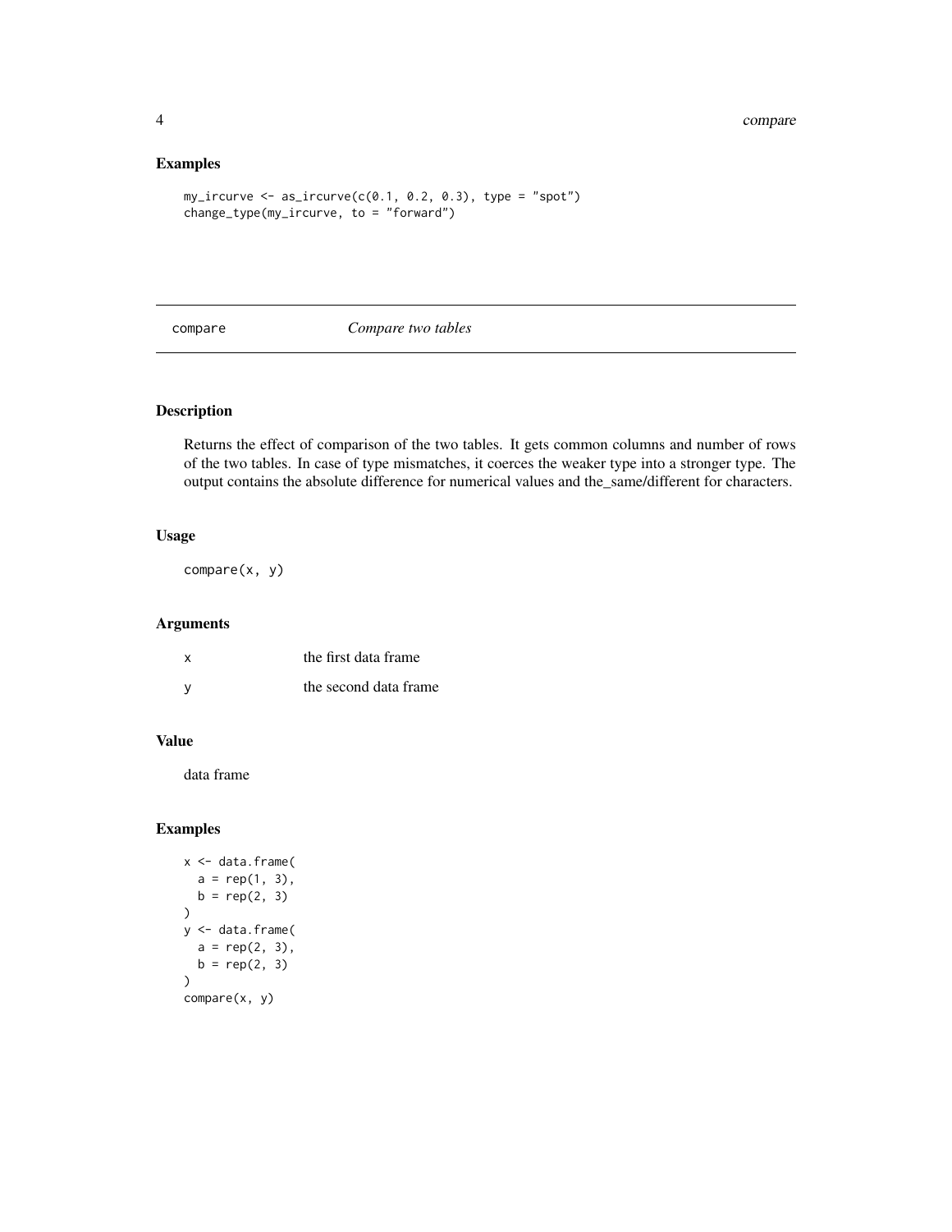## Examples

```
my_ircurve <- as_ircurve(c(0.1, 0.2, 0.3), type = "spot")
change_type(my_ircurve, to = "forward")
```

---

## compare — *Compare two tables*

---

### Description

Returns the effect of comparison of the two tables. It gets common columns and number of rows of the two tables. In case of type mismatches, it coerces the weaker type into a stronger type. The output contains the absolute difference for numerical values and the_same/different for characters.

### Usage

```
compare(x, y)
```

### Arguments

| | |
|---|---|
| x | the first data frame |
| y | the second data frame |

### Value

data frame

### Examples

```
x <- data.frame(
  a = rep(1, 3),
  b = rep(2, 3)
)
y <- data.frame(
  a = rep(2, 3),
  b = rep(2, 3)
)
compare(x, y)
```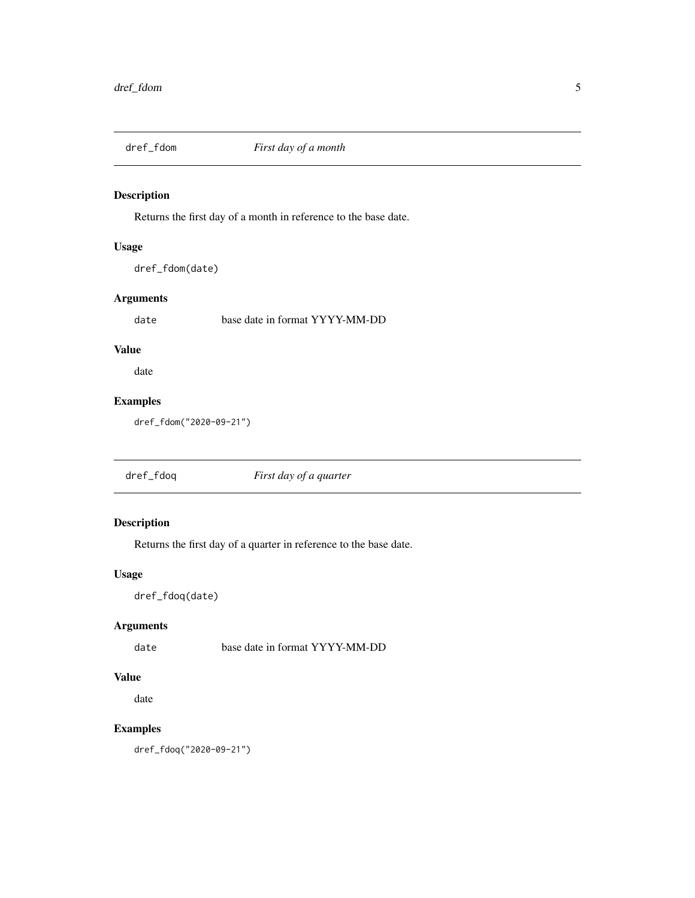## dref_fdom *First day of a month*

### Description

Returns the first day of a month in reference to the base date.

### Usage

```
dref_fdom(date)
```

### Arguments

| | |
|---|---|
| date | base date in format YYYY-MM-DD |

### Value

date

### Examples

```
dref_fdom("2020-09-21")
```

## dref_fdoq *First day of a quarter*

### Description

Returns the first day of a quarter in reference to the base date.

### Usage

```
dref_fdoq(date)
```

### Arguments

| | |
|---|---|
| date | base date in format YYYY-MM-DD |

### Value

date

### Examples

```
dref_fdoq("2020-09-21")
```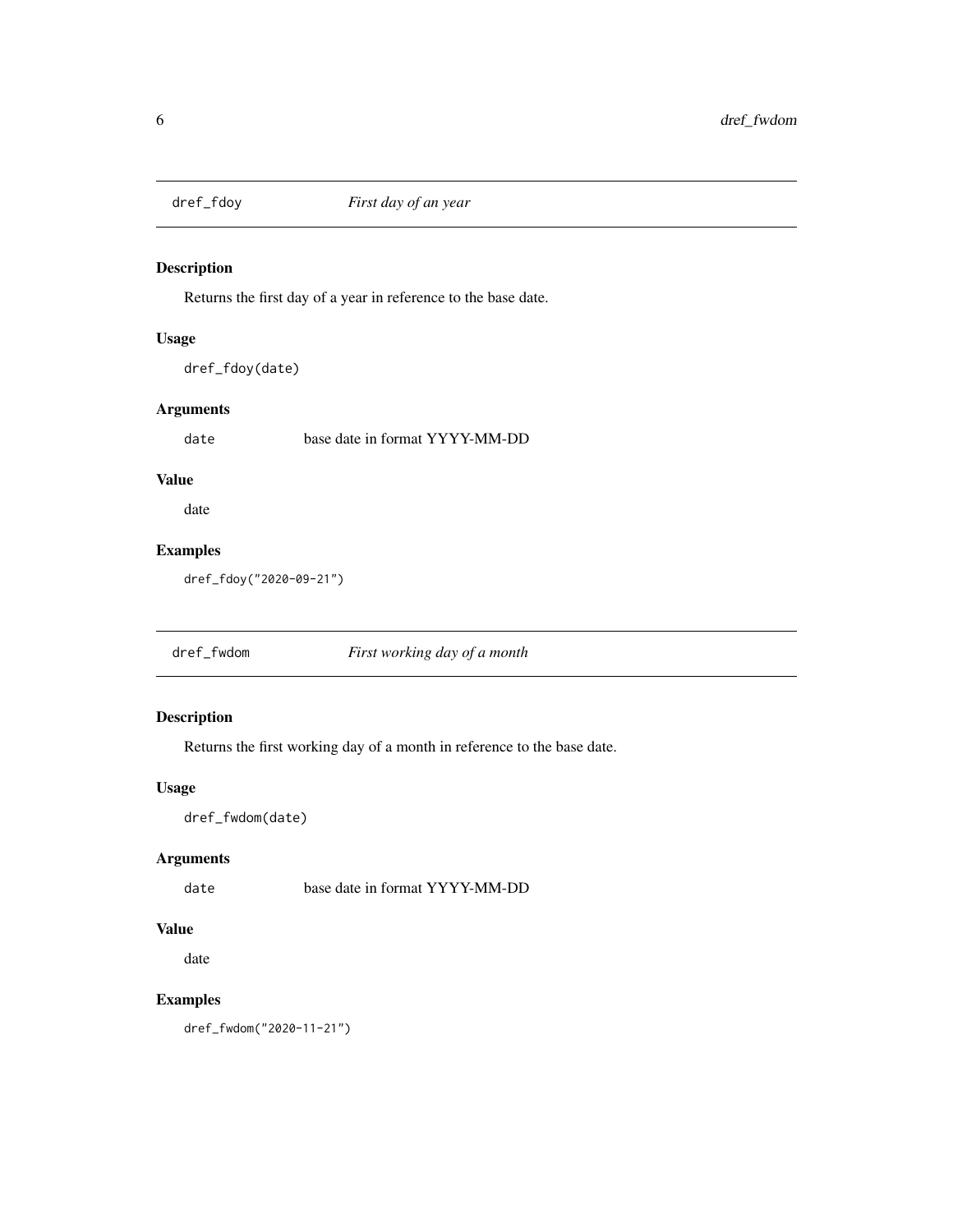## dref_fdoy *First day of an year*

### Description

Returns the first day of a year in reference to the base date.

### Usage

```
dref_fdoy(date)
```

### Arguments

date — base date in format YYYY-MM-DD

### Value

date

### Examples

```
dref_fdoy("2020-09-21")
```

## dref_fwdom *First working day of a month*

### Description

Returns the first working day of a month in reference to the base date.

### Usage

```
dref_fwdom(date)
```

### Arguments

date — base date in format YYYY-MM-DD

### Value

date

### Examples

```
dref_fwdom("2020-11-21")
```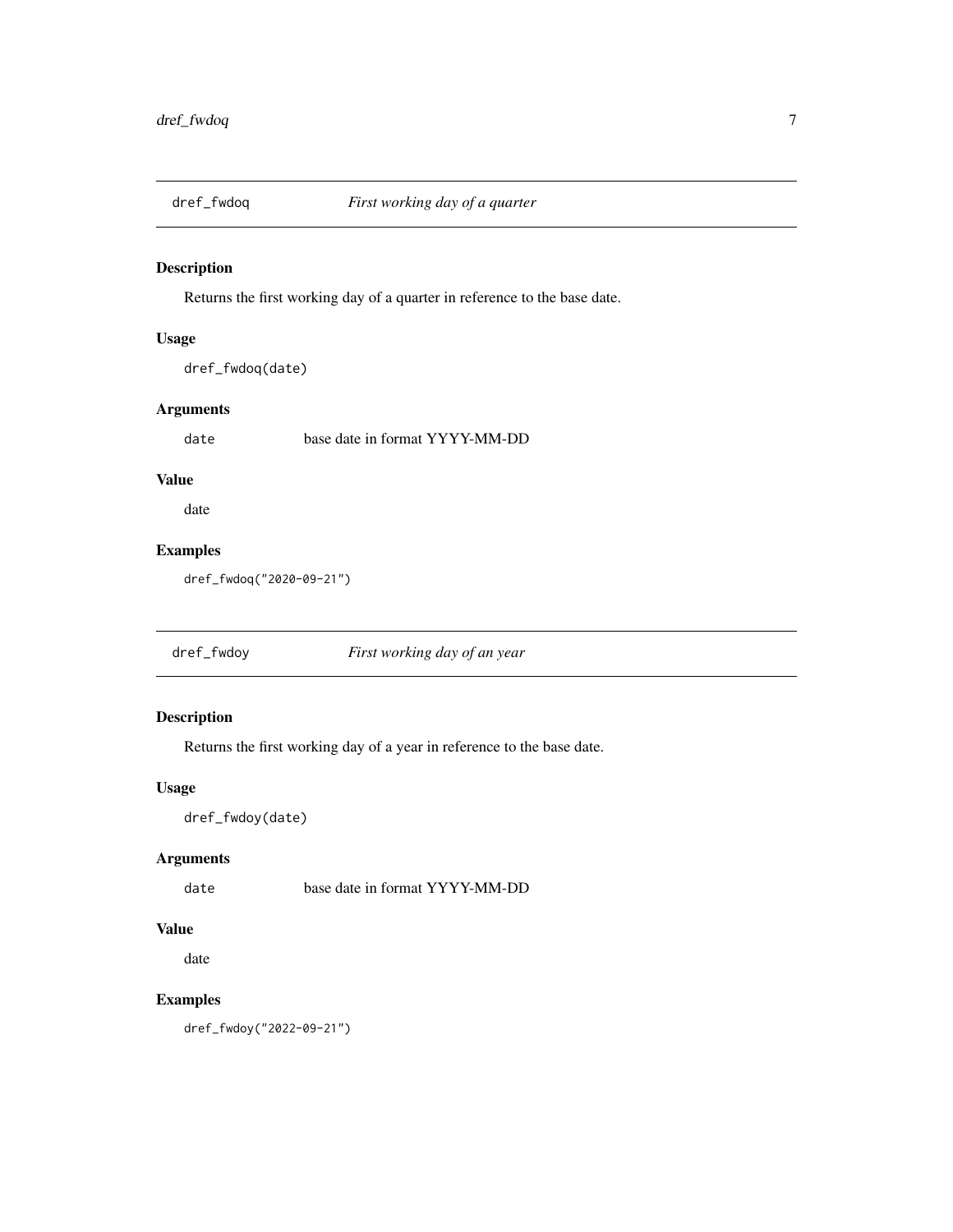## dref_fwdoq — *First working day of a quarter*

### Description

Returns the first working day of a quarter in reference to the base date.

### Usage

```
dref_fwdoq(date)
```

### Arguments

| | |
|---|---|
| `date` | base date in format YYYY-MM-DD |

### Value

date

### Examples

```
dref_fwdoq("2020-09-21")
```

## dref_fwdoy — *First working day of an year*

### Description

Returns the first working day of a year in reference to the base date.

### Usage

```
dref_fwdoy(date)
```

### Arguments

| | |
|---|---|
| `date` | base date in format YYYY-MM-DD |

### Value

date

### Examples

```
dref_fwdoy("2022-09-21")
```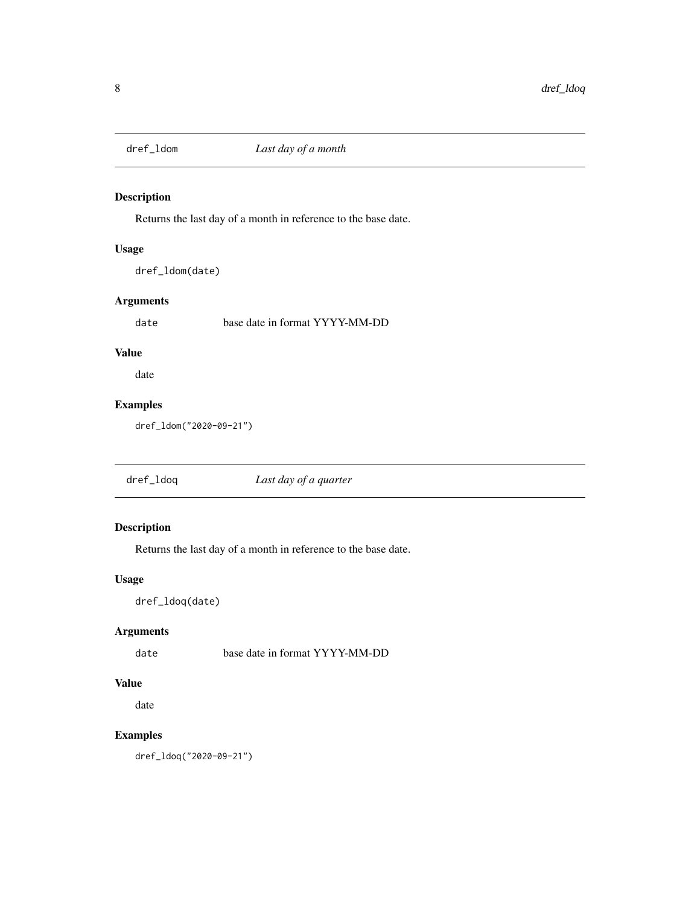## dref_ldom — *Last day of a month*

### Description

Returns the last day of a month in reference to the base date.

### Usage

```
dref_ldom(date)
```

### Arguments

| | |
|---|---|
| `date` | base date in format YYYY-MM-DD |

### Value

date

### Examples

```
dref_ldom("2020-09-21")
```

## dref_ldoq — *Last day of a quarter*

### Description

Returns the last day of a month in reference to the base date.

### Usage

```
dref_ldoq(date)
```

### Arguments

| | |
|---|---|
| `date` | base date in format YYYY-MM-DD |

### Value

date

### Examples

```
dref_ldoq("2020-09-21")
```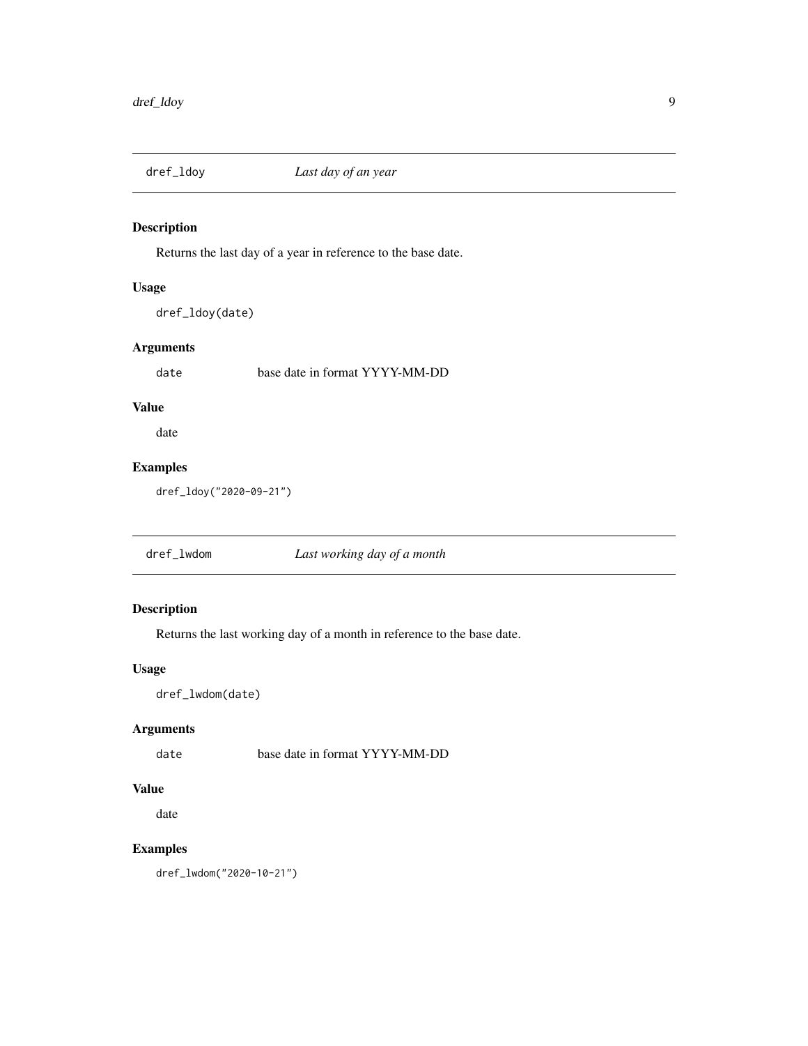## dref_ldoy — *Last day of an year*

### Description

Returns the last day of a year in reference to the base date.

### Usage

```
dref_ldoy(date)
```

### Arguments

| | |
|---|---|
| `date` | base date in format YYYY-MM-DD |

### Value

date

### Examples

```
dref_ldoy("2020-09-21")
```

## dref_lwdom — *Last working day of a month*

### Description

Returns the last working day of a month in reference to the base date.

### Usage

```
dref_lwdom(date)
```

### Arguments

| | |
|---|---|
| `date` | base date in format YYYY-MM-DD |

### Value

date

### Examples

```
dref_lwdom("2020-10-21")
```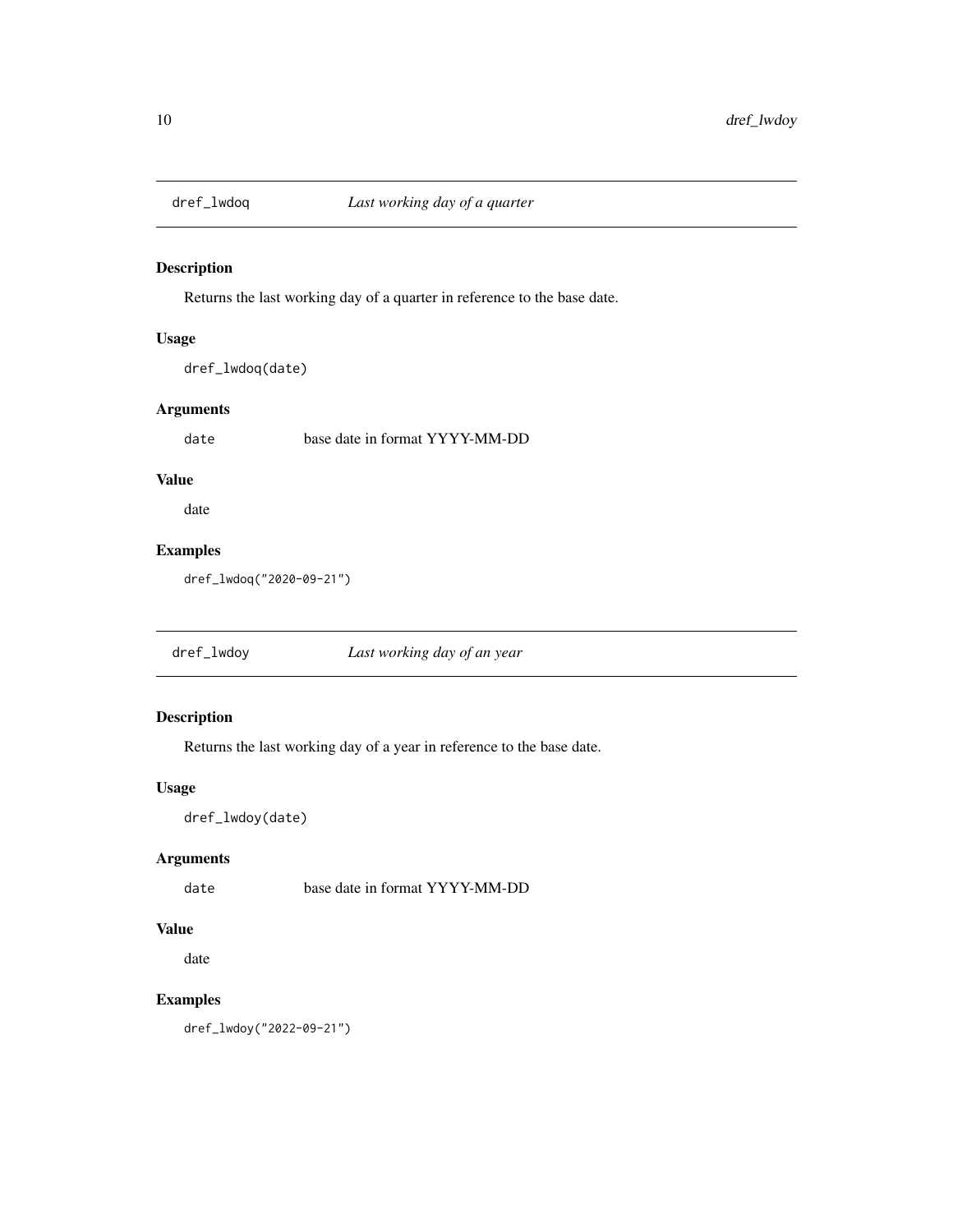## dref_lwdoq — *Last working day of a quarter*

### Description

Returns the last working day of a quarter in reference to the base date.

### Usage

```
dref_lwdoq(date)
```

### Arguments

| | |
|---|---|
| `date` | base date in format YYYY-MM-DD |

### Value

date

### Examples

```
dref_lwdoq("2020-09-21")
```

## dref_lwdoy — *Last working day of an year*

### Description

Returns the last working day of a year in reference to the base date.

### Usage

```
dref_lwdoy(date)
```

### Arguments

| | |
|---|---|
| `date` | base date in format YYYY-MM-DD |

### Value

date

### Examples

```
dref_lwdoy("2022-09-21")
```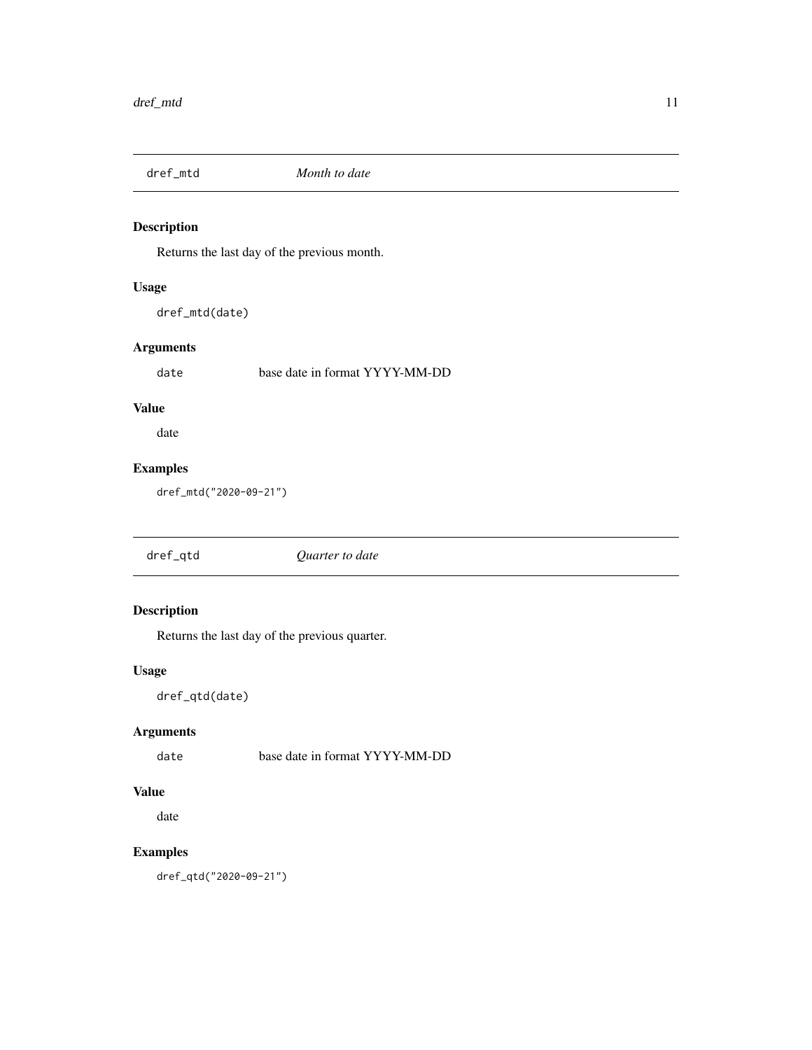## dref_mtd *Month to date*

### Description

Returns the last day of the previous month.

### Usage

```
dref_mtd(date)
```

### Arguments

| | |
|---|---|
| date | base date in format YYYY-MM-DD |

### Value

date

### Examples

```
dref_mtd("2020-09-21")
```

## dref_qtd *Quarter to date*

### Description

Returns the last day of the previous quarter.

### Usage

```
dref_qtd(date)
```

### Arguments

| | |
|---|---|
| date | base date in format YYYY-MM-DD |

### Value

date

### Examples

```
dref_qtd("2020-09-21")
```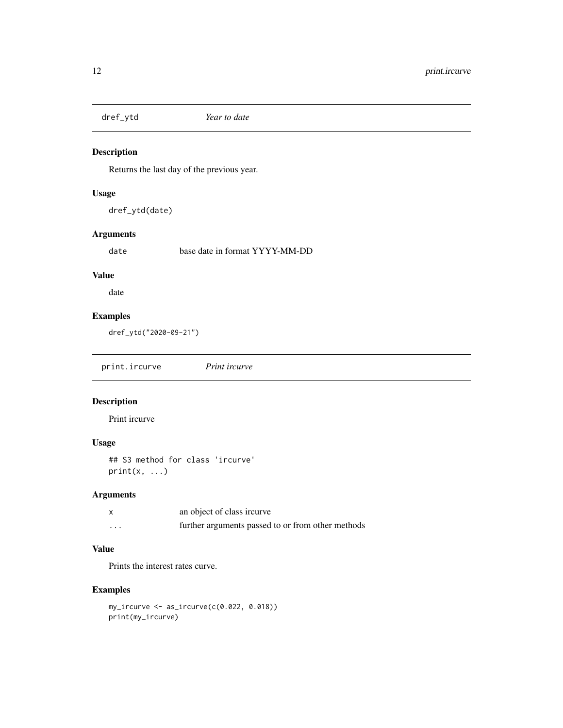## dref_ytd *Year to date*

### Description

Returns the last day of the previous year.

### Usage

```
dref_ytd(date)
```

### Arguments

| | |
|---|---|
| date | base date in format YYYY-MM-DD |

### Value

date

### Examples

```
dref_ytd("2020-09-21")
```

## print.ircurve *Print ircurve*

### Description

Print ircurve

### Usage

```
## S3 method for class 'ircurve'
print(x, ...)
```

### Arguments

| | |
|---|---|
| x | an object of class ircurve |
| ... | further arguments passed to or from other methods |

### Value

Prints the interest rates curve.

### Examples

```
my_ircurve <- as_ircurve(c(0.022, 0.018))
print(my_ircurve)
```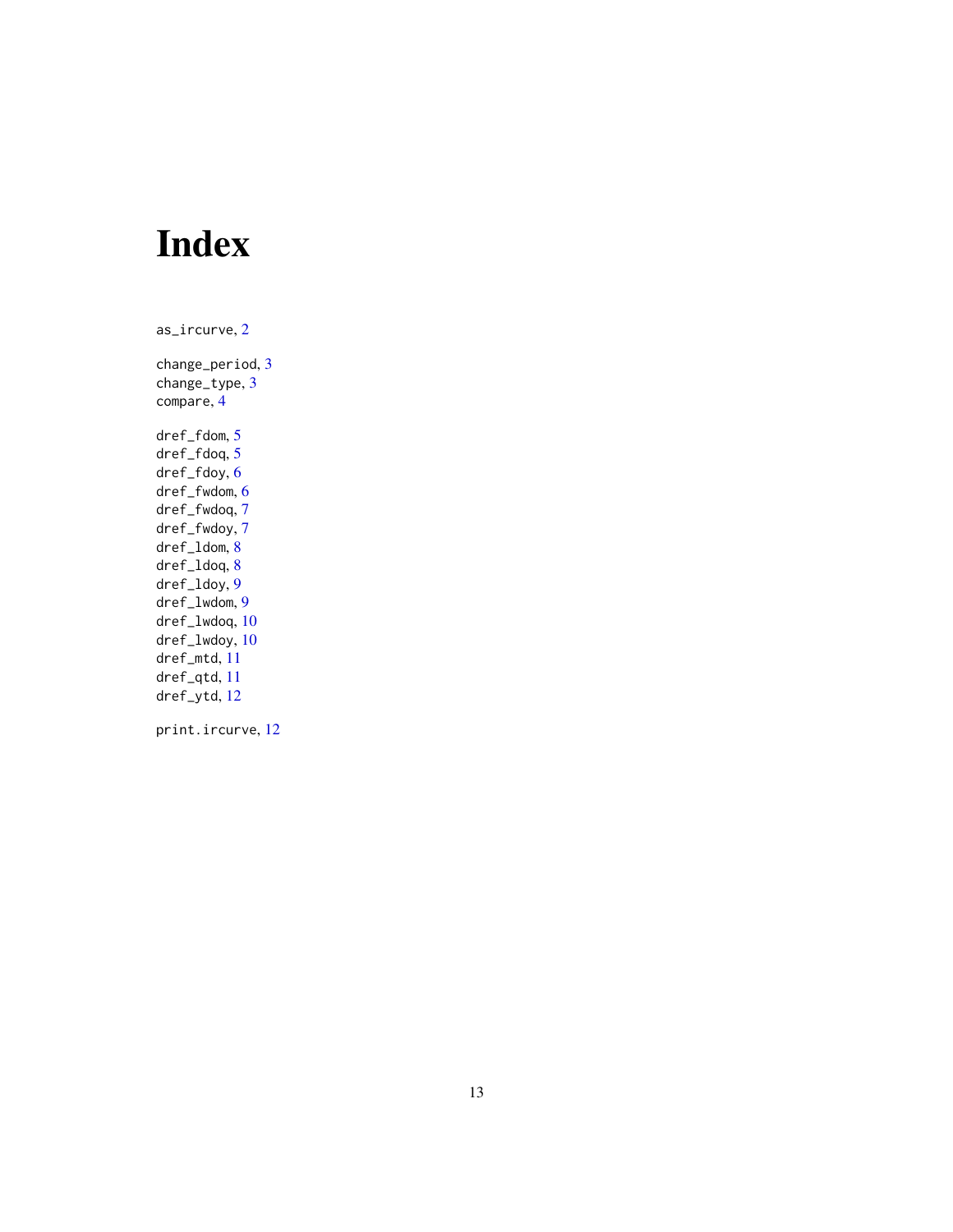# Index

as_ircurve, 2

change_period, 3
change_type, 3
compare, 4

dref_fdom, 5
dref_fdoq, 5
dref_fdoy, 6
dref_fwdom, 6
dref_fwdoq, 7
dref_fwdoy, 7
dref_ldom, 8
dref_ldoq, 8
dref_ldoy, 9
dref_lwdom, 9
dref_lwdoq, 10
dref_lwdoy, 10
dref_mtd, 11
dref_qtd, 11
dref_ytd, 12

print.ircurve, 12